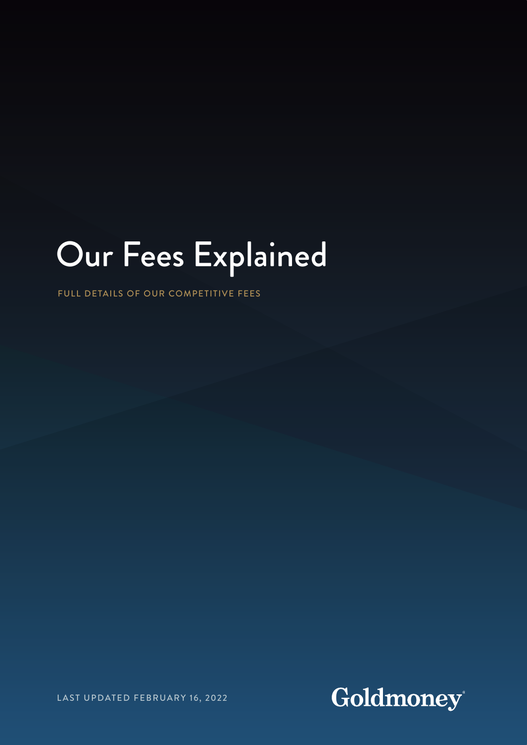# Our Fees Explained

FULL DETAILS OF OUR COMPETITIVE FEES

LAST UPDATED FEBRUARY 16, 2022

Goldmoney®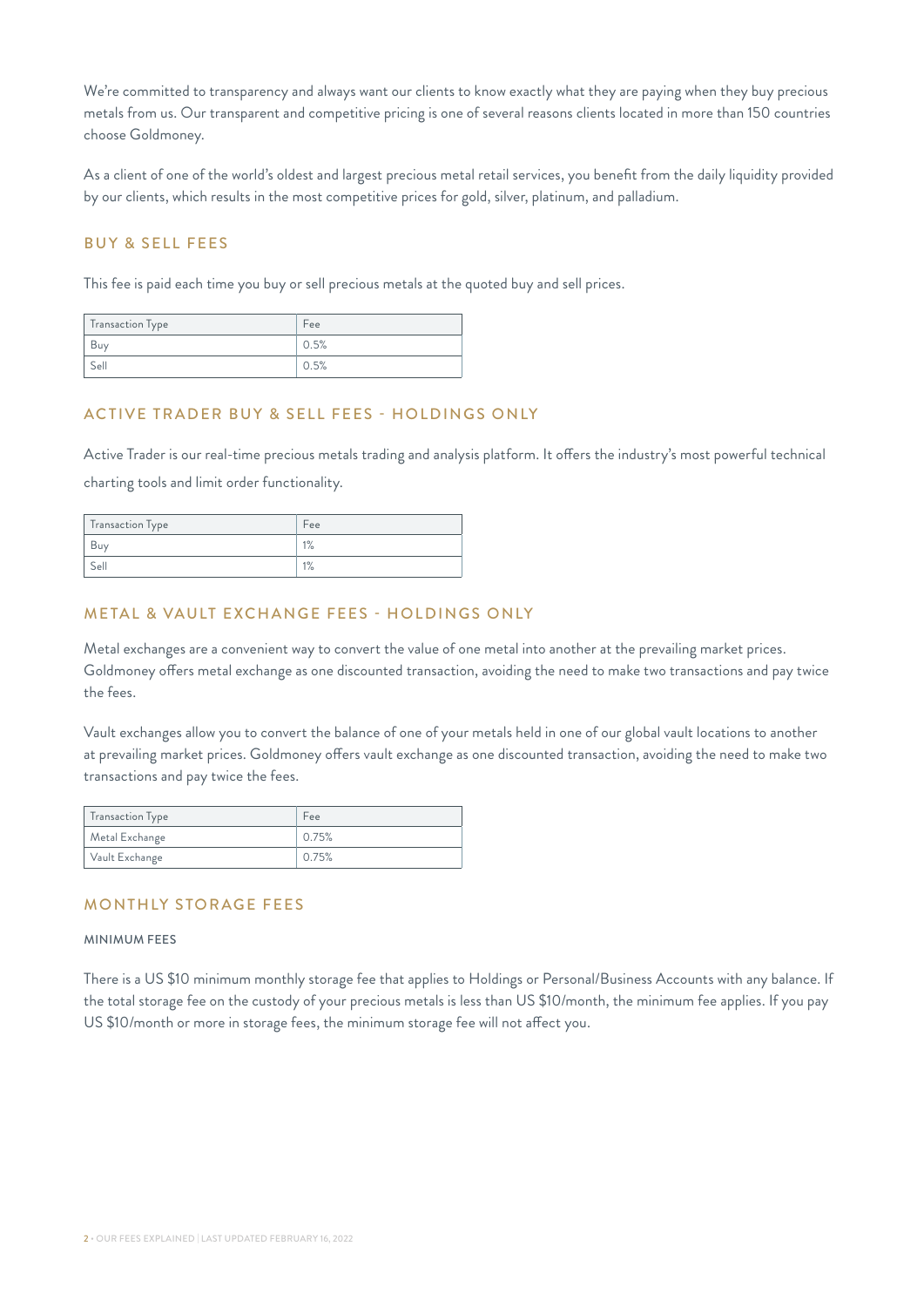We're committed to transparency and always want our clients to know exactly what they are paying when they buy precious metals from us. Our transparent and competitive pricing is one of several reasons clients located in more than 150 countries choose Goldmoney.

As a client of one of the world's oldest and largest precious metal retail services, you benefit from the daily liquidity provided by our clients, which results in the most competitive prices for gold, silver, platinum, and palladium.

## BUY & SELL FEES

This fee is paid each time you buy or sell precious metals at the quoted buy and sell prices.

| Transaction Type | Fee |
| --- | --- |
| Buy | 0.5% |
| Sell | 0.5% |

## ACTIVE TRADER BUY & SELL FEES - HOLDINGS ONLY

Active Trader is our real-time precious metals trading and analysis platform. It offers the industry's most powerful technical charting tools and limit order functionality.

| Transaction Type | Fee |
| --- | --- |
| Buy | 1% |
| Sell | 1% |

## METAL & VAULT EXCHANGE FEES - HOLDINGS ONLY

Metal exchanges are a convenient way to convert the value of one metal into another at the prevailing market prices. Goldmoney offers metal exchange as one discounted transaction, avoiding the need to make two transactions and pay twice the fees.

Vault exchanges allow you to convert the balance of one of your metals held in one of our global vault locations to another at prevailing market prices. Goldmoney offers vault exchange as one discounted transaction, avoiding the need to make two transactions and pay twice the fees.

| Transaction Type | Fee |
| --- | --- |
| Metal Exchange | 0.75% |
| Vault Exchange | 0.75% |

## MONTHLY STORAGE FEES

### MINIMUM FEES

There is a US $10 minimum monthly storage fee that applies to Holdings or Personal/Business Accounts with any balance. If the total storage fee on the custody of your precious metals is less than US $10/month, the minimum fee applies. If you pay US $10/month or more in storage fees, the minimum storage fee will not affect you.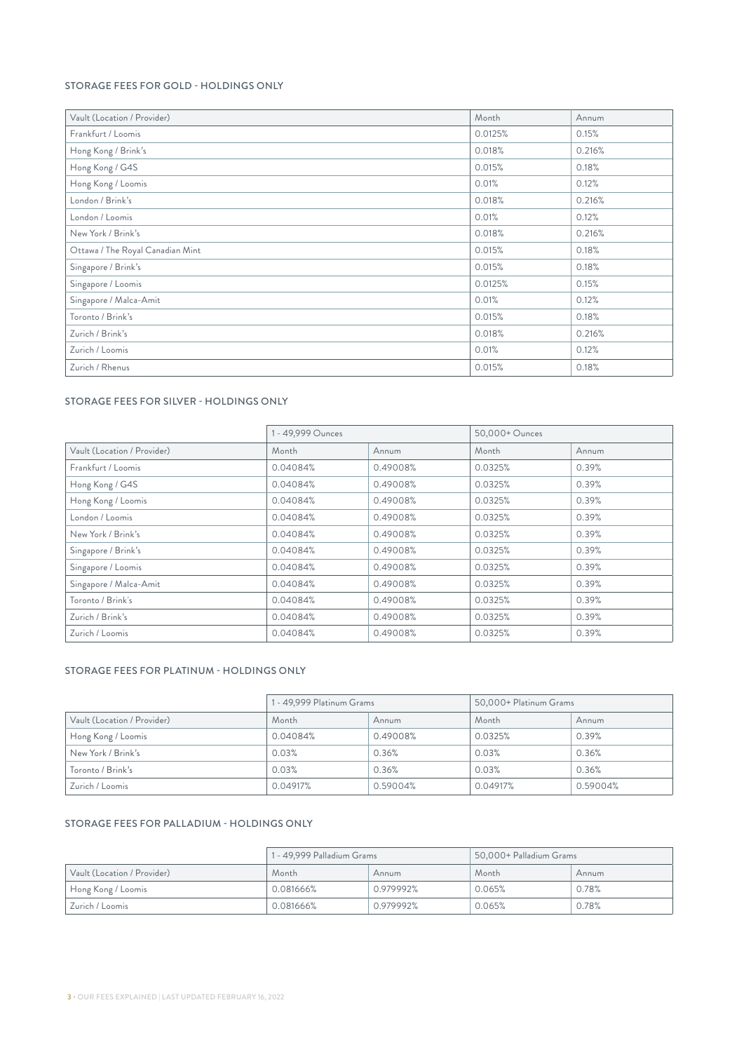## STORAGE FEES FOR GOLD - HOLDINGS ONLY

| Vault (Location / Provider) | Month | Annum |
| --- | --- | --- |
| Frankfurt / Loomis | 0.0125% | 0.15% |
| Hong Kong / Brink's | 0.018% | 0.216% |
| Hong Kong / G4S | 0.015% | 0.18% |
| Hong Kong / Loomis | 0.01% | 0.12% |
| London / Brink's | 0.018% | 0.216% |
| London / Loomis | 0.01% | 0.12% |
| New York / Brink's | 0.018% | 0.216% |
| Ottawa / The Royal Canadian Mint | 0.015% | 0.18% |
| Singapore / Brink's | 0.015% | 0.18% |
| Singapore / Loomis | 0.0125% | 0.15% |
| Singapore / Malca-Amit | 0.01% | 0.12% |
| Toronto / Brink's | 0.015% | 0.18% |
| Zurich / Brink's | 0.018% | 0.216% |
| Zurich / Loomis | 0.01% | 0.12% |
| Zurich / Rhenus | 0.015% | 0.18% |

## STORAGE FEES FOR SILVER - HOLDINGS ONLY

| | 1 - 49,999 Ounces | | 50,000+ Ounces | |
| --- | --- | --- | --- | --- |
| Vault (Location / Provider) | Month | Annum | Month | Annum |
| Frankfurt / Loomis | 0.04084% | 0.49008% | 0.0325% | 0.39% |
| Hong Kong / G4S | 0.04084% | 0.49008% | 0.0325% | 0.39% |
| Hong Kong / Loomis | 0.04084% | 0.49008% | 0.0325% | 0.39% |
| London / Loomis | 0.04084% | 0.49008% | 0.0325% | 0.39% |
| New York / Brink's | 0.04084% | 0.49008% | 0.0325% | 0.39% |
| Singapore / Brink's | 0.04084% | 0.49008% | 0.0325% | 0.39% |
| Singapore / Loomis | 0.04084% | 0.49008% | 0.0325% | 0.39% |
| Singapore / Malca-Amit | 0.04084% | 0.49008% | 0.0325% | 0.39% |
| Toronto / Brink's | 0.04084% | 0.49008% | 0.0325% | 0.39% |
| Zurich / Brink's | 0.04084% | 0.49008% | 0.0325% | 0.39% |
| Zurich / Loomis | 0.04084% | 0.49008% | 0.0325% | 0.39% |

## STORAGE FEES FOR PLATINUM - HOLDINGS ONLY

| | 1 - 49,999 Platinum Grams | | 50,000+ Platinum Grams | |
| --- | --- | --- | --- | --- |
| Vault (Location / Provider) | Month | Annum | Month | Annum |
| Hong Kong / Loomis | 0.04084% | 0.49008% | 0.0325% | 0.39% |
| New York / Brink's | 0.03% | 0.36% | 0.03% | 0.36% |
| Toronto / Brink's | 0.03% | 0.36% | 0.03% | 0.36% |
| Zurich / Loomis | 0.04917% | 0.59004% | 0.04917% | 0.59004% |

## STORAGE FEES FOR PALLADIUM - HOLDINGS ONLY

| | 1 - 49,999 Palladium Grams | | 50,000+ Palladium Grams | |
| --- | --- | --- | --- | --- |
| Vault (Location / Provider) | Month | Annum | Month | Annum |
| Hong Kong / Loomis | 0.081666% | 0.979992% | 0.065% | 0.78% |
| Zurich / Loomis | 0.081666% | 0.979992% | 0.065% | 0.78% |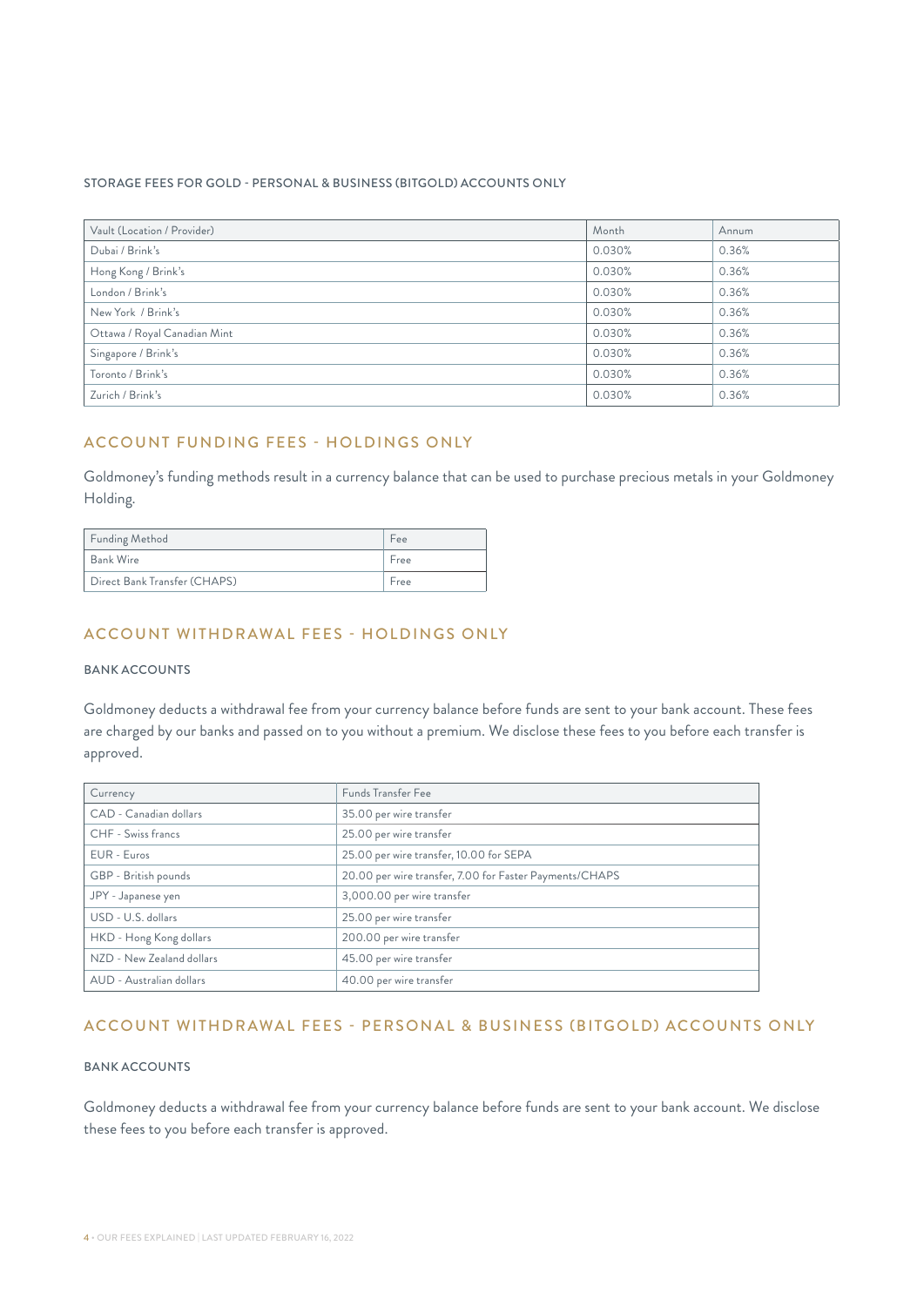STORAGE FEES FOR GOLD - PERSONAL & BUSINESS (BITGOLD) ACCOUNTS ONLY

| Vault (Location / Provider) | Month | Annum |
| --- | --- | --- |
| Dubai / Brink's | 0.030% | 0.36% |
| Hong Kong / Brink's | 0.030% | 0.36% |
| London / Brink's | 0.030% | 0.36% |
| New York / Brink's | 0.030% | 0.36% |
| Ottawa / Royal Canadian Mint | 0.030% | 0.36% |
| Singapore / Brink's | 0.030% | 0.36% |
| Toronto / Brink's | 0.030% | 0.36% |
| Zurich / Brink's | 0.030% | 0.36% |

## ACCOUNT FUNDING FEES - HOLDINGS ONLY

Goldmoney's funding methods result in a currency balance that can be used to purchase precious metals in your Goldmoney Holding.

| Funding Method | Fee |
| --- | --- |
| Bank Wire | Free |
| Direct Bank Transfer (CHAPS) | Free |

## ACCOUNT WITHDRAWAL FEES - HOLDINGS ONLY

### BANK ACCOUNTS

Goldmoney deducts a withdrawal fee from your currency balance before funds are sent to your bank account. These fees are charged by our banks and passed on to you without a premium. We disclose these fees to you before each transfer is approved.

| Currency | Funds Transfer Fee |
| --- | --- |
| CAD - Canadian dollars | 35.00 per wire transfer |
| CHF - Swiss francs | 25.00 per wire transfer |
| EUR - Euros | 25.00 per wire transfer, 10.00 for SEPA |
| GBP - British pounds | 20.00 per wire transfer, 7.00 for Faster Payments/CHAPS |
| JPY - Japanese yen | 3,000.00 per wire transfer |
| USD - U.S. dollars | 25.00 per wire transfer |
| HKD - Hong Kong dollars | 200.00 per wire transfer |
| NZD - New Zealand dollars | 45.00 per wire transfer |
| AUD - Australian dollars | 40.00 per wire transfer |

## ACCOUNT WITHDRAWAL FEES - PERSONAL & BUSINESS (BITGOLD) ACCOUNTS ONLY

### BANK ACCOUNTS

Goldmoney deducts a withdrawal fee from your currency balance before funds are sent to your bank account. We disclose these fees to you before each transfer is approved.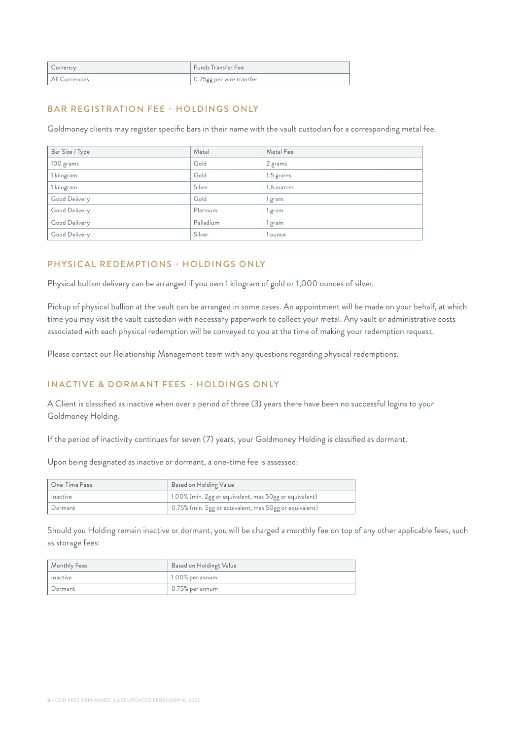| Currency | Funds Transfer Fee |
|---|---|
| All Currencies | 0.75gg per wire transfer |

## BAR REGISTRATION FEE - HOLDINGS ONLY

Goldmoney clients may register specific bars in their name with the vault custodian for a corresponding metal fee.

| Bar Size / Type | Metal | Metal Fee |
|---|---|---|
| 100 grams | Gold | 2 grams |
| 1 kilogram | Gold | 1.5 grams |
| 1 kilogram | Silver | 1.6 ounces |
| Good Delivery | Gold | 1 gram |
| Good Delivery | Platinum | 1 gram |
| Good Delivery | Palladium | 1 gram |
| Good Delivery | Silver | 1 ounce |

## PHYSICAL REDEMPTIONS - HOLDINGS ONLY

Physical bullion delivery can be arranged if you own 1 kilogram of gold or 1,000 ounces of silver.

Pickup of physical bullion at the vault can be arranged in some cases. An appointment will be made on your behalf, at which time you may visit the vault custodian with necessary paperwork to collect your metal. Any vault or administrative costs associated with each physical redemption will be conveyed to you at the time of making your redemption request.

Please contact our Relationship Management team with any questions regarding physical redemptions.

## INACTIVE & DORMANT FEES - HOLDINGS ONLY

A Client is classified as inactive when over a period of three (3) years there have been no successful logins to your Goldmoney Holding.

If the period of inactivity continues for seven (7) years, your Goldmoney Holding is classified as dormant.

Upon being designated as inactive or dormant, a one-time fee is assessed:

| One-Time Fees | Based on Holding Value |
|---|---|
| Inactive | 1.00% (min. 2gg or equivalent, max 50gg or equivalent) |
| Dormant | 0.75% (min. 5gg or equivalent, max 50gg or equivalent) |

Should you Holding remain inactive or dormant, you will be charged a monthly fee on top of any other applicable fees, such as storage fees:

| Monthly Fees | Based on Holdingt Value |
|---|---|
| Inactive | 1.00% per annum |
| Dormant | 0.75% per annum |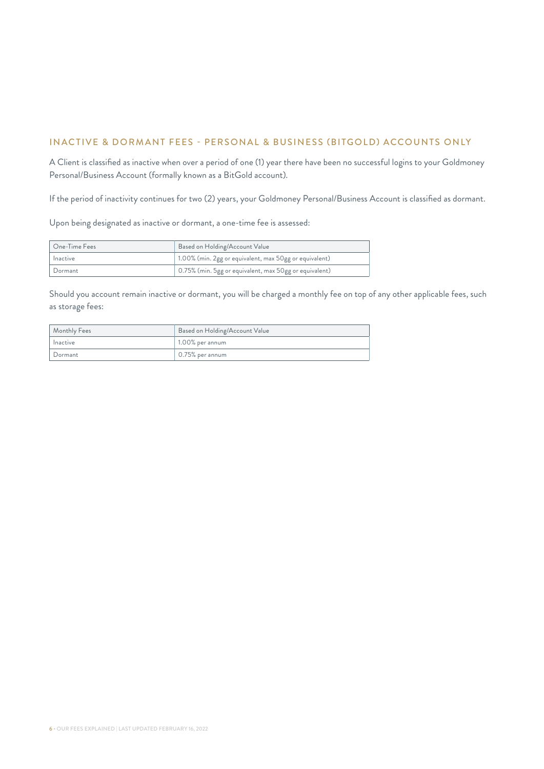## INACTIVE & DORMANT FEES - PERSONAL & BUSINESS (BITGOLD) ACCOUNTS ONLY

A Client is classified as inactive when over a period of one (1) year there have been no successful logins to your Goldmoney Personal/Business Account (formally known as a BitGold account).

If the period of inactivity continues for two (2) years, your Goldmoney Personal/Business Account is classified as dormant.

Upon being designated as inactive or dormant, a one-time fee is assessed:

| One-Time Fees | Based on Holding/Account Value |
| --- | --- |
| Inactive | 1.00% (min. 2gg or equivalent, max 50gg or equivalent) |
| Dormant | 0.75% (min. 5gg or equivalent, max 50gg or equivalent) |

Should you account remain inactive or dormant, you will be charged a monthly fee on top of any other applicable fees, such as storage fees:

| Monthly Fees | Based on Holding/Account Value |
| --- | --- |
| Inactive | 1.00% per annum |
| Dormant | 0.75% per annum |